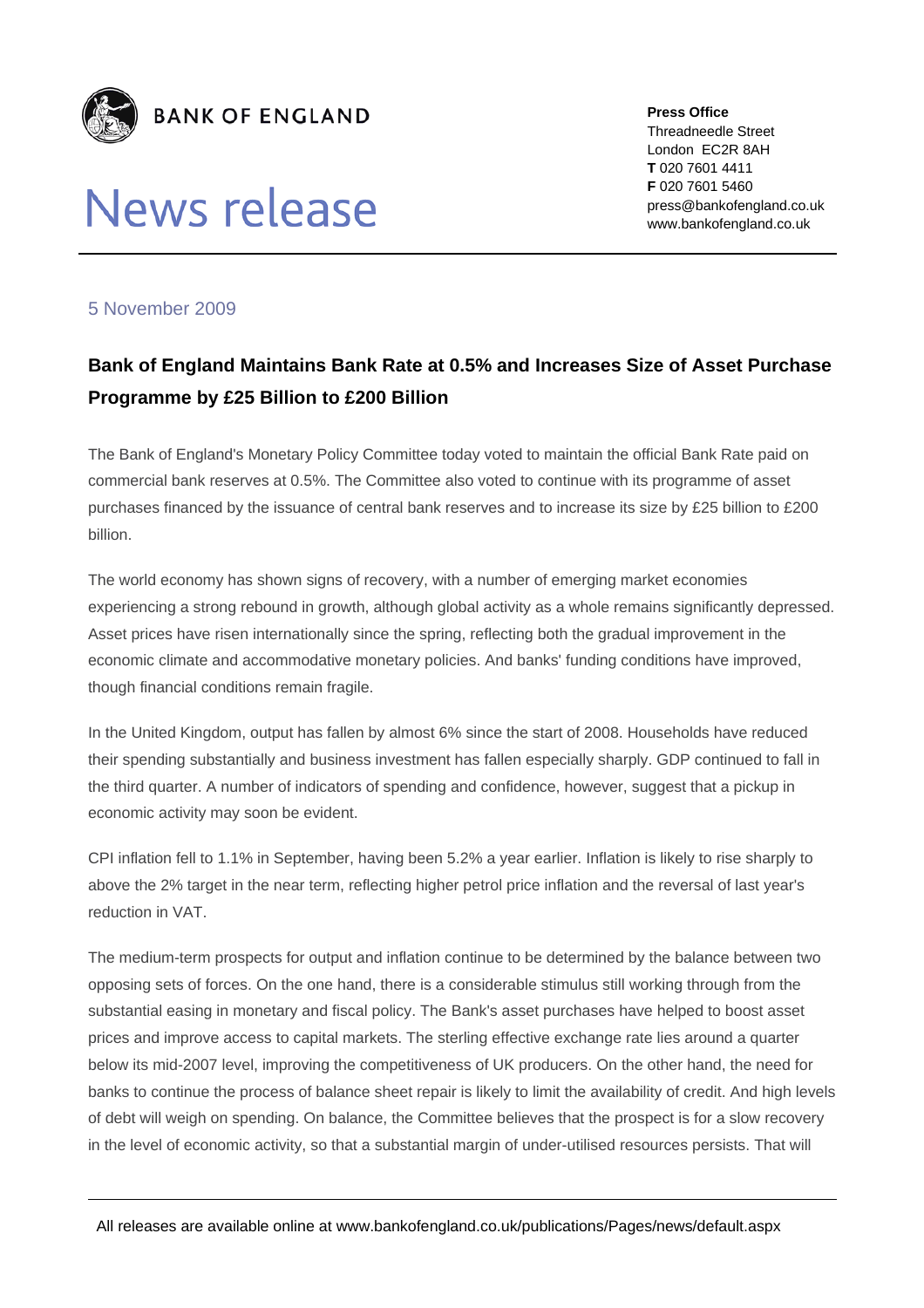**BANK OF ENGLAND**

# News release

**Press Office**
Threadneedle Street
London EC2R 8AH
**T** 020 7601 4411
**F** 020 7601 5460
press@bankofengland.co.uk
www.bankofengland.co.uk

5 November 2009

## Bank of England Maintains Bank Rate at 0.5% and Increases Size of Asset Purchase Programme by £25 Billion to £200 Billion

The Bank of England's Monetary Policy Committee today voted to maintain the official Bank Rate paid on commercial bank reserves at 0.5%. The Committee also voted to continue with its programme of asset purchases financed by the issuance of central bank reserves and to increase its size by £25 billion to £200 billion.

The world economy has shown signs of recovery, with a number of emerging market economies experiencing a strong rebound in growth, although global activity as a whole remains significantly depressed. Asset prices have risen internationally since the spring, reflecting both the gradual improvement in the economic climate and accommodative monetary policies. And banks' funding conditions have improved, though financial conditions remain fragile.

In the United Kingdom, output has fallen by almost 6% since the start of 2008. Households have reduced their spending substantially and business investment has fallen especially sharply. GDP continued to fall in the third quarter. A number of indicators of spending and confidence, however, suggest that a pickup in economic activity may soon be evident.

CPI inflation fell to 1.1% in September, having been 5.2% a year earlier. Inflation is likely to rise sharply to above the 2% target in the near term, reflecting higher petrol price inflation and the reversal of last year's reduction in VAT.

The medium-term prospects for output and inflation continue to be determined by the balance between two opposing sets of forces. On the one hand, there is a considerable stimulus still working through from the substantial easing in monetary and fiscal policy. The Bank's asset purchases have helped to boost asset prices and improve access to capital markets. The sterling effective exchange rate lies around a quarter below its mid-2007 level, improving the competitiveness of UK producers. On the other hand, the need for banks to continue the process of balance sheet repair is likely to limit the availability of credit. And high levels of debt will weigh on spending. On balance, the Committee believes that the prospect is for a slow recovery in the level of economic activity, so that a substantial margin of under-utilised resources persists. That will

All releases are available online at www.bankofengland.co.uk/publications/Pages/news/default.aspx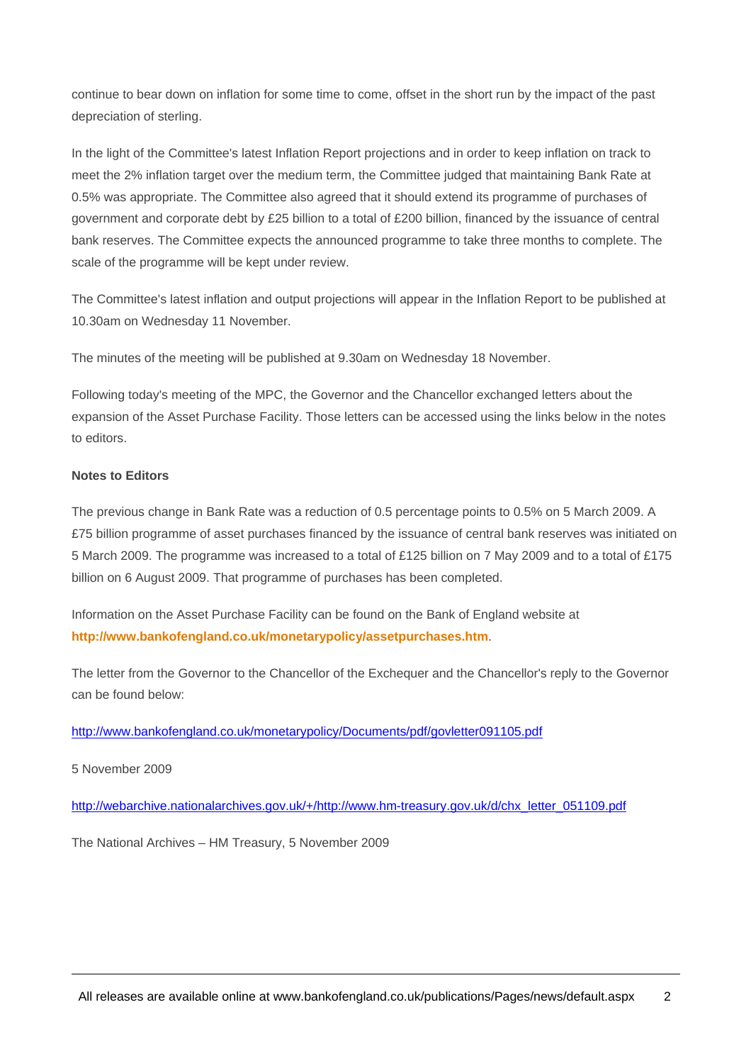continue to bear down on inflation for some time to come, offset in the short run by the impact of the past depreciation of sterling.

In the light of the Committee's latest Inflation Report projections and in order to keep inflation on track to meet the 2% inflation target over the medium term, the Committee judged that maintaining Bank Rate at 0.5% was appropriate. The Committee also agreed that it should extend its programme of purchases of government and corporate debt by £25 billion to a total of £200 billion, financed by the issuance of central bank reserves. The Committee expects the announced programme to take three months to complete. The scale of the programme will be kept under review.

The Committee's latest inflation and output projections will appear in the Inflation Report to be published at 10.30am on Wednesday 11 November.

The minutes of the meeting will be published at 9.30am on Wednesday 18 November.

Following today's meeting of the MPC, the Governor and the Chancellor exchanged letters about the expansion of the Asset Purchase Facility. Those letters can be accessed using the links below in the notes to editors.

**Notes to Editors**

The previous change in Bank Rate was a reduction of 0.5 percentage points to 0.5% on 5 March 2009. A £75 billion programme of asset purchases financed by the issuance of central bank reserves was initiated on 5 March 2009. The programme was increased to a total of £125 billion on 7 May 2009 and to a total of £175 billion on 6 August 2009. That programme of purchases has been completed.

Information on the Asset Purchase Facility can be found on the Bank of England website at **http://www.bankofengland.co.uk/monetarypolicy/assetpurchases.htm**.

The letter from the Governor to the Chancellor of the Exchequer and the Chancellor's reply to the Governor can be found below:

http://www.bankofengland.co.uk/monetarypolicy/Documents/pdf/govletter091105.pdf

5 November 2009

http://webarchive.nationalarchives.gov.uk/+/http://www.hm-treasury.gov.uk/d/chx_letter_051109.pdf

The National Archives – HM Treasury, 5 November 2009